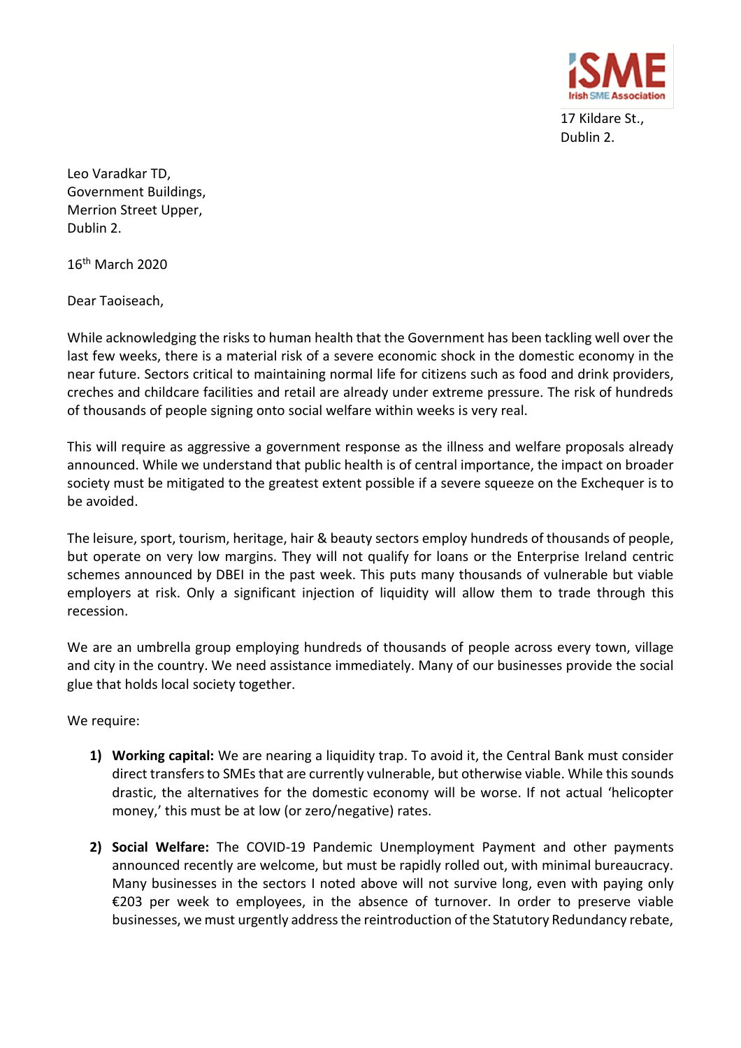ISME
Irish SME Association

17 Kildare St.,
Dublin 2.

Leo Varadkar TD,
Government Buildings,
Merrion Street Upper,
Dublin 2.

16th March 2020

Dear Taoiseach,

While acknowledging the risks to human health that the Government has been tackling well over the last few weeks, there is a material risk of a severe economic shock in the domestic economy in the near future. Sectors critical to maintaining normal life for citizens such as food and drink providers, creches and childcare facilities and retail are already under extreme pressure. The risk of hundreds of thousands of people signing onto social welfare within weeks is very real.

This will require as aggressive a government response as the illness and welfare proposals already announced. While we understand that public health is of central importance, the impact on broader society must be mitigated to the greatest extent possible if a severe squeeze on the Exchequer is to be avoided.

The leisure, sport, tourism, heritage, hair & beauty sectors employ hundreds of thousands of people, but operate on very low margins. They will not qualify for loans or the Enterprise Ireland centric schemes announced by DBEI in the past week. This puts many thousands of vulnerable but viable employers at risk. Only a significant injection of liquidity will allow them to trade through this recession.

We are an umbrella group employing hundreds of thousands of people across every town, village and city in the country. We need assistance immediately. Many of our businesses provide the social glue that holds local society together.

We require:

1) **Working capital:** We are nearing a liquidity trap. To avoid it, the Central Bank must consider direct transfers to SMEs that are currently vulnerable, but otherwise viable. While this sounds drastic, the alternatives for the domestic economy will be worse. If not actual 'helicopter money,' this must be at low (or zero/negative) rates.

2) **Social Welfare:** The COVID-19 Pandemic Unemployment Payment and other payments announced recently are welcome, but must be rapidly rolled out, with minimal bureaucracy. Many businesses in the sectors I noted above will not survive long, even with paying only €203 per week to employees, in the absence of turnover. In order to preserve viable businesses, we must urgently address the reintroduction of the Statutory Redundancy rebate,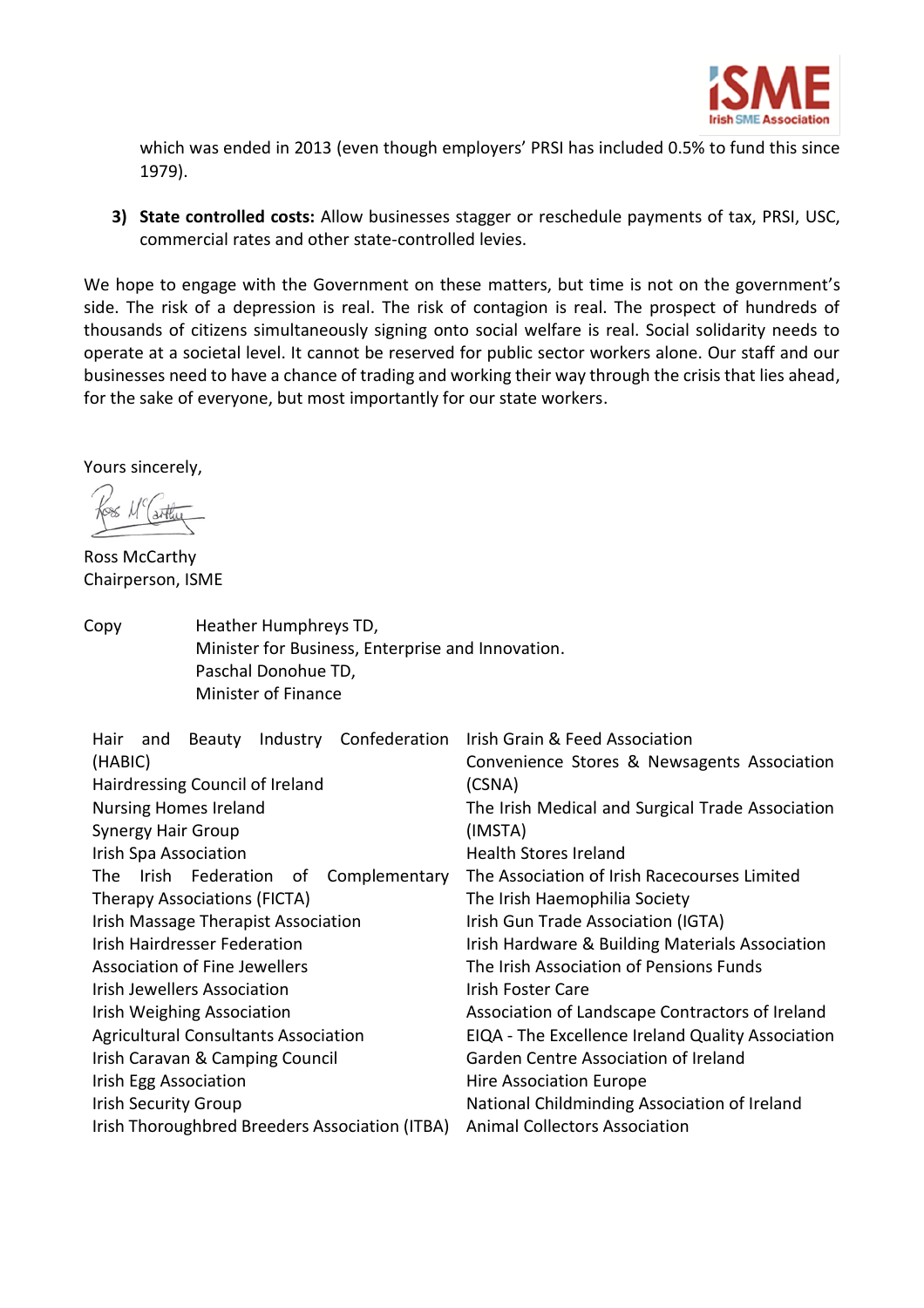which was ended in 2013 (even though employers' PRSI has included 0.5% to fund this since 1979).

3) **State controlled costs:** Allow businesses stagger or reschedule payments of tax, PRSI, USC, commercial rates and other state-controlled levies.

We hope to engage with the Government on these matters, but time is not on the government's side. The risk of a depression is real. The risk of contagion is real. The prospect of hundreds of thousands of citizens simultaneously signing onto social welfare is real. Social solidarity needs to operate at a societal level. It cannot be reserved for public sector workers alone. Our staff and our businesses need to have a chance of trading and working their way through the crisis that lies ahead, for the sake of everyone, but most importantly for our state workers.

Yours sincerely,

Ross McCarthy
Chairperson, ISME

Copy
Heather Humphreys TD,
Minister for Business, Enterprise and Innovation.
Paschal Donohue TD,
Minister of Finance

Hair and Beauty Industry Confederation (HABIC)
Hairdressing Council of Ireland
Nursing Homes Ireland
Synergy Hair Group
Irish Spa Association
The Irish Federation of Complementary Therapy Associations (FICTA)
Irish Massage Therapist Association
Irish Hairdresser Federation
Association of Fine Jewellers
Irish Jewellers Association
Irish Weighing Association
Agricultural Consultants Association
Irish Caravan & Camping Council
Irish Egg Association
Irish Security Group
Irish Thoroughbred Breeders Association (ITBA)
Irish Grain & Feed Association
Convenience Stores & Newsagents Association (CSNA)
The Irish Medical and Surgical Trade Association (IMSTA)
Health Stores Ireland
The Association of Irish Racecourses Limited
The Irish Haemophilia Society
Irish Gun Trade Association (IGTA)
Irish Hardware & Building Materials Association
The Irish Association of Pensions Funds
Irish Foster Care
Association of Landscape Contractors of Ireland
EIQA - The Excellence Ireland Quality Association
Garden Centre Association of Ireland
Hire Association Europe
National Childminding Association of Ireland
Animal Collectors Association